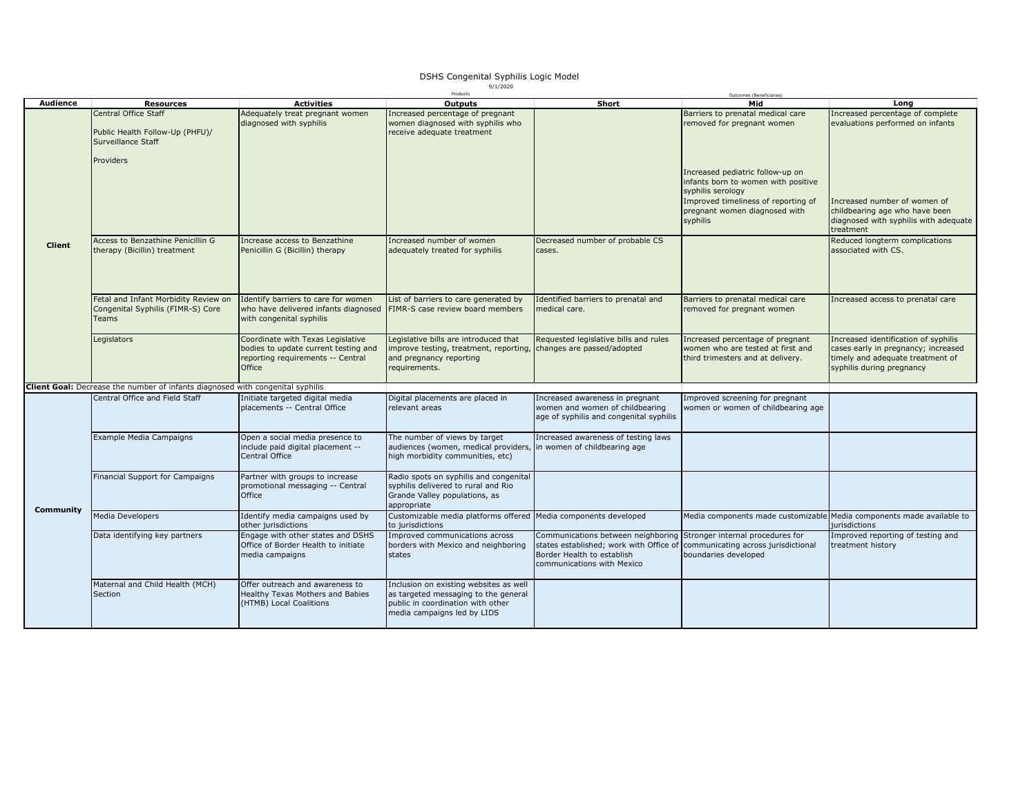# DSHS Congenital Syphilis Logic Model

9/1/2020

| Audience | Resources | Activities | Outputs (Products) | Short (Outcomes (Beneficiaries)) | Mid | Long |
|---|---|---|---|---|---|---|
| Client | Central Office Staff<br><br>Public Health Follow-Up (PHFU)/ Surveillance Staff<br><br>Providers | Adequately treat pregnant women diagnosed with syphilis | Increased percentage of pregnant women diagnosed with syphilis who receive adequate treatment | | Barriers to prenatal medical care removed for pregnant women<br><br>Increased pediatric follow-up on infants born to women with positive syphilis serology<br>Improved timeliness of reporting of pregnant women diagnosed with syphilis | Increased percentage of complete evaluations performed on infants<br><br>Increased number of women of childbearing age who have been diagnosed with syphilis with adequate treatment |
| | Access to Benzathine Penicillin G therapy (Bicillin) treatment | Increase access to Benzathine Penicillin G (Bicillin) therapy | Increased number of women adequately treated for syphilis | Decreased number of probable CS cases. | | Reduced longterm complications associated with CS. |
| | Fetal and Infant Morbidity Review on Congenital Syphilis (FIMR-S) Core Teams | Identify barriers to care for women who have delivered infants diagnosed with congenital syphilis | List of barriers to care generated by FIMR-S case review board members | Identified barriers to prenatal and medical care. | Barriers to prenatal medical care removed for pregnant women | Increased access to prenatal care |
| | Legislators | Coordinate with Texas Legislative bodies to update current testing and reporting requirements -- Central Office | Legislative bills are introduced that improve testing, treatment, reporting, and pregnancy reporting requirements. | Requested legislative bills and rules changes are passed/adopted | Increased percentage of pregnant women who are tested at first and third trimesters and at delivery. | Increased identification of syphilis cases early in pregnancy; increased timely and adequate treatment of syphilis during pregnancy |
| **Client Goal:** Decrease the number of infants diagnosed with congenital syphilis | | | | | | |
| Community | Central Office and Field Staff | Initiate targeted digital media placements -- Central Office | Digital placements are placed in relevant areas | Increased awareness in pregnant women and women of childbearing age of syphilis and congenital syphilis | Improved screening for pregnant women or women of childbearing age | |
| | Example Media Campaigns | Open a social media presence to include paid digital placement -- Central Office | The number of views by target audiences (women, medical providers, high morbidity communities, etc) | Increased awareness of testing laws in women of childbearing age | | |
| | Financial Support for Campaigns | Partner with groups to increase promotional messaging -- Central Office | Radio spots on syphilis and congenital syphilis delivered to rural and Rio Grande Valley populations, as appropriate | | | |
| | Media Developers | Identify media campaigns used by other jurisdictions | Customizable media platforms offered to jurisdictions | Media components developed | Media components made customizable | Media components made available to jurisdictions |
| | Data identifying key partners | Engage with other states and DSHS Office of Border Health to initiate media campaigns | Improved communications across borders with Mexico and neighboring states | Communications between neighboring states established; work with Office of Border Health to establish communications with Mexico | Stronger internal procedures for communicating across jurisdictional boundaries developed | Improved reporting of testing and treatment history |
| | Maternal and Child Health (MCH) Section | Offer outreach and awareness to Healthy Texas Mothers and Babies (HTMB) Local Coalitions | Inclusion on existing websites as well as targeted messaging to the general public in coordination with other media campaigns led by LIDS | | | |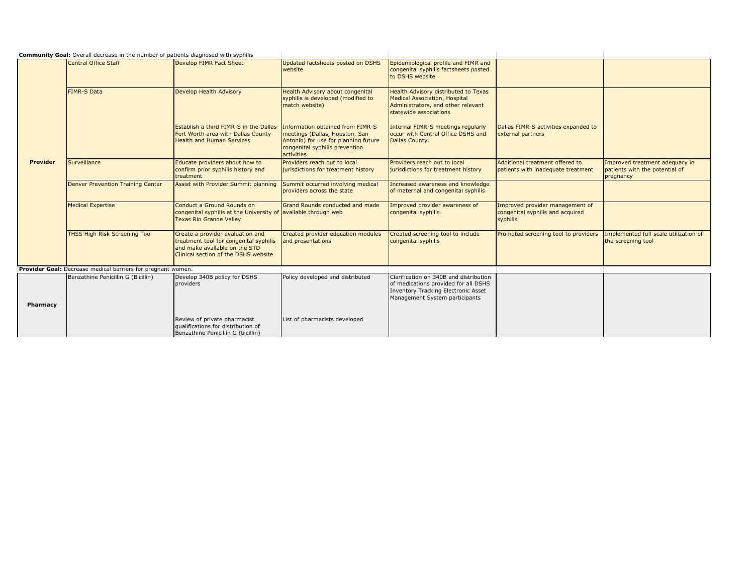**Community Goal:** Overall decrease in the number of patients diagnosed with syphilis

| | | | | | | |
|---|---|---|---|---|---|---|
| **Provider** | Central Office Staff | Develop FIMR Fact Sheet | Updated factsheets posted on DSHS website | Epidemiological profile and FIMR and congenital syphilis factsheets posted to DSHS website | | |
| | FIMR-S Data | Develop Health Advisory | Health Advisory about congenital syphilis is developed (modified to match website) | Health Advisory distributed to Texas Medical Association, Hospital Administrators, and other relevant statewide associations | | |
| | | Establish a third FIMR-S in the Dallas-Fort Worth area with Dallas County Health and Human Services | Information obtained from FIMR-S meetings (Dallas, Houston, San Antonio) for use for planning future congenital syphilis prevention activities | Internal FIMR-S meetings regularly occur with Central Office DSHS and Dallas County. | Dallas FIMR-S activities expanded to external partners | |
| | Surveillance | Educate providers about how to confirm prior syphilis history and treatment | Providers reach out to local jurisdictions for treatment history | Providers reach out to local jurisdictions for treatment history | Additional treatment offered to patients with inadequate treatment | Improved treatment adequacy in patients with the potential of pregnancy |
| | Denver Prevention Training Center | Assist with Provider Summit planning | Summit occurred involving medical providers across the state | Increased awareness and knowledge of maternal and congenital syphilis | | |
| | Medical Expertise | Conduct a Ground Rounds on congenital syphilis at the University of Texas Rio Grande Valley | Grand Rounds conducted and made available through web | Improved provider awareness of congenital syphilis | Improved provider management of congenital syphilis and acquired syphilis | |
| | THSS High Risk Screening Tool | Create a provider evaluation and treatment tool for congenital syphilis and make available on the STD Clinical section of the DSHS website | Created provider education modules and presentations | Created screening tool to include congenital syphilis | Promoted screening tool to providers | Implemented full-scale utilization of the screening tool |

**Provider Goal:** Decrease medical barriers for pregnant women.

| | | | | | | |
|---|---|---|---|---|---|---|
| **Pharmacy** | Benzathine Penicillin G (Bicillin) | Develop 340B policy for DSHS providers | Policy developed and distributed | Clarification on 340B and distribution of medications provided for all DSHS Inventory Tracking Electronic Asset Management System participants | | |
| | | Review of private pharmacist qualifications for distribution of Benzathine Penicillin G (bicillin) | List of pharmacists developed | | | |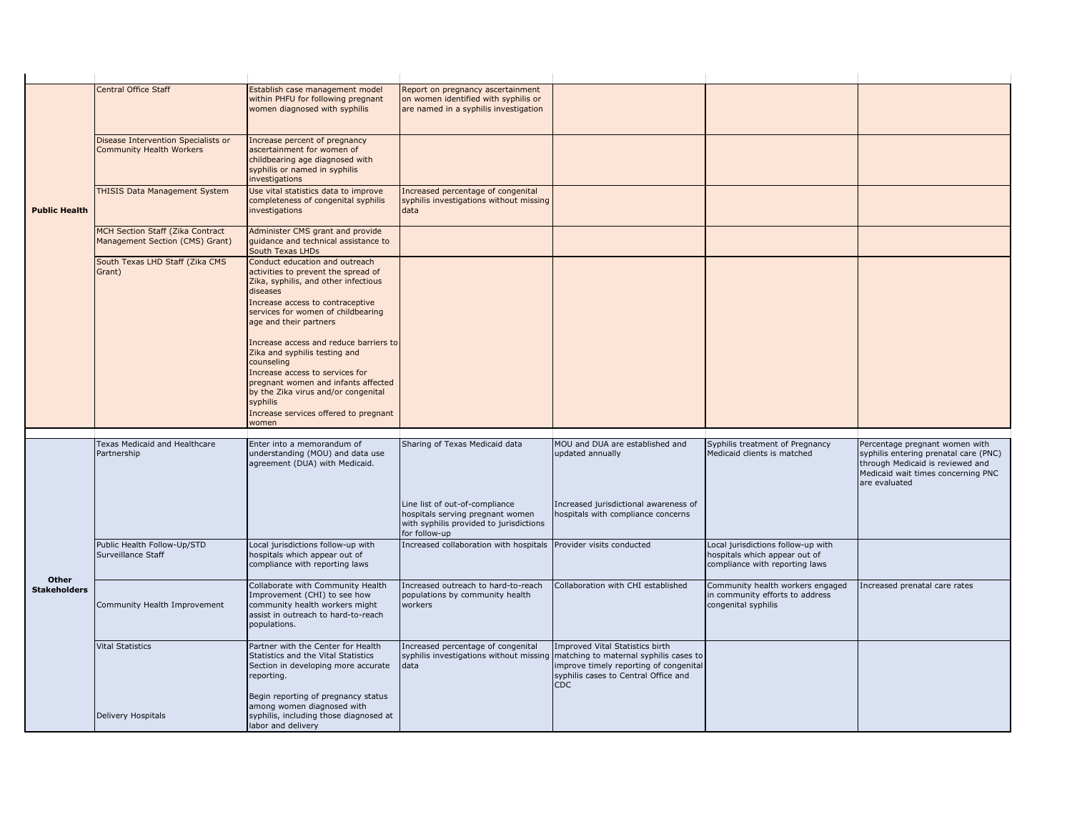| | | | | | | |
|---|---|---|---|---|---|---|
| **Public Health** | Central Office Staff | Establish case management model within PHFU for following pregnant women diagnosed with syphilis | Report on pregnancy ascertainment on women identified with syphilis or are named in a syphilis investigation | | | |
| | Disease Intervention Specialists or Community Health Workers | Increase percent of pregnancy ascertainment for women of childbearing age diagnosed with syphilis or named in syphilis investigations | | | | |
| | THISIS Data Management System | Use vital statistics data to improve completeness of congenital syphilis investigations | Increased percentage of congenital syphilis investigations without missing data | | | |
| | MCH Section Staff (Zika Contract Management Section (CMS) Grant) | Administer CMS grant and provide guidance and technical assistance to South Texas LHDs | | | | |
| | South Texas LHD Staff (Zika CMS Grant) | Conduct education and outreach activities to prevent the spread of Zika, syphilis, and other infectious diseases<br>Increase access to contraceptive services for women of childbearing age and their partners<br>Increase access and reduce barriers to Zika and syphilis testing and counseling<br>Increase access to services for pregnant women and infants affected by the Zika virus and/or congenital syphilis<br>Increase services offered to pregnant women | | | | |
| **Other Stakeholders** | Texas Medicaid and Healthcare Partnership | Enter into a memorandum of understanding (MOU) and data use agreement (DUA) with Medicaid. | Sharing of Texas Medicaid data<br><br>Line list of out-of-compliance hospitals serving pregnant women with syphilis provided to jurisdictions for follow-up | MOU and DUA are established and updated annually<br><br>Increased jurisdictional awareness of hospitals with compliance concerns | Syphilis treatment of Pregnancy Medicaid clients is matched | Percentage pregnant women with syphilis entering prenatal care (PNC) through Medicaid is reviewed and Medicaid wait times concerning PNC are evaluated |
| | Public Health Follow-Up/STD Surveillance Staff | Local jurisdictions follow-up with hospitals which appear out of compliance with reporting laws | Increased collaboration with hospitals | Provider visits conducted | Local jurisdictions follow-up with hospitals which appear out of compliance with reporting laws | |
| | Community Health Improvement | Collaborate with Community Health Improvement (CHI) to see how community health workers might assist in outreach to hard-to-reach populations. | Increased outreach to hard-to-reach populations by community health workers | Collaboration with CHI established | Community health workers engaged in community efforts to address congenital syphilis | Increased prenatal care rates |
| | Vital Statistics<br><br>Delivery Hospitals | Partner with the Center for Health Statistics and the Vital Statistics Section in developing more accurate reporting.<br><br>Begin reporting of pregnancy status among women diagnosed with syphilis, including those diagnosed at labor and delivery | Increased percentage of congenital syphilis investigations without missing data | Improved Vital Statistics birth matching to maternal syphilis cases to improve timely reporting of congenital syphilis cases to Central Office and CDC | | |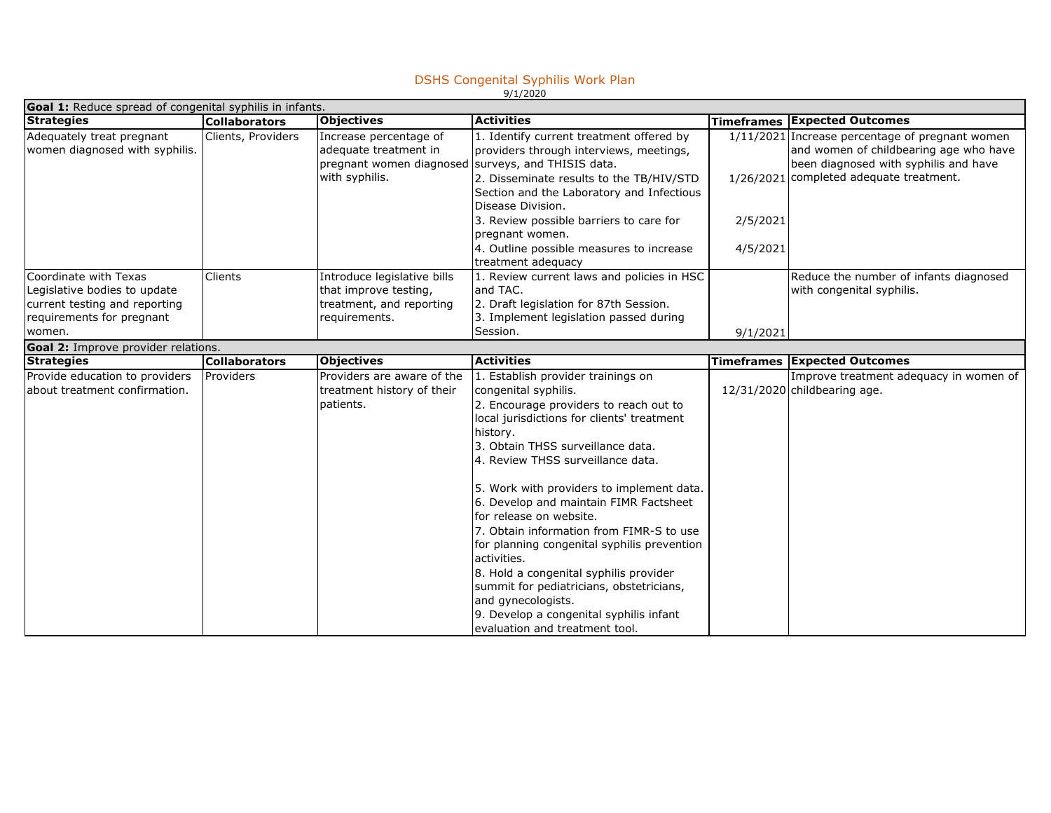# DSHS Congenital Syphilis Work Plan

9/1/2020

| **Goal 1:** Reduce spread of congenital syphilis in infants. | | | | | |
|---|---|---|---|---|---|
| **Strategies** | **Collaborators** | **Objectives** | **Activities** | **Timeframes** | **Expected Outcomes** |
| Adequately treat pregnant women diagnosed with syphilis. | Clients, Providers | Increase percentage of adequate treatment in pregnant women diagnosed with syphilis. | 1. Identify current treatment offered by providers through interviews, meetings, surveys, and THISIS data.<br>2. Disseminate results to the TB/HIV/STD Section and the Laboratory and Infectious Disease Division.<br>3. Review possible barriers to care for pregnant women.<br>4. Outline possible measures to increase treatment adequacy | 1/11/2021<br>1/26/2021<br>2/5/2021<br>4/5/2021 | Increase percentage of pregnant women and women of childbearing age who have been diagnosed with syphilis and have completed adequate treatment. |
| Coordinate with Texas Legislative bodies to update current testing and reporting requirements for pregnant women. | Clients | Introduce legislative bills that improve testing, treatment, and reporting requirements. | 1. Review current laws and policies in HSC and TAC.<br>2. Draft legislation for 87th Session.<br>3. Implement legislation passed during Session. | 9/1/2021 | Reduce the number of infants diagnosed with congenital syphilis. |

| **Goal 2:** Improve provider relations. | | | | | |
|---|---|---|---|---|---|
| **Strategies** | **Collaborators** | **Objectives** | **Activities** | **Timeframes** | **Expected Outcomes** |
| Provide education to providers about treatment confirmation. | Providers | Providers are aware of the treatment history of their patients. | 1. Establish provider trainings on congenital syphilis.<br>2. Encourage providers to reach out to local jurisdictions for clients' treatment history.<br>3. Obtain THSS surveillance data.<br>4. Review THSS surveillance data.<br>5. Work with providers to implement data.<br>6. Develop and maintain FIMR Factsheet for release on website.<br>7. Obtain information from FIMR-S to use for planning congenital syphilis prevention activities.<br>8. Hold a congenital syphilis provider summit for pediatricians, obstetricians, and gynecologists.<br>9. Develop a congenital syphilis infant evaluation and treatment tool. | 12/31/2020 | Improve treatment adequacy in women of childbearing age. |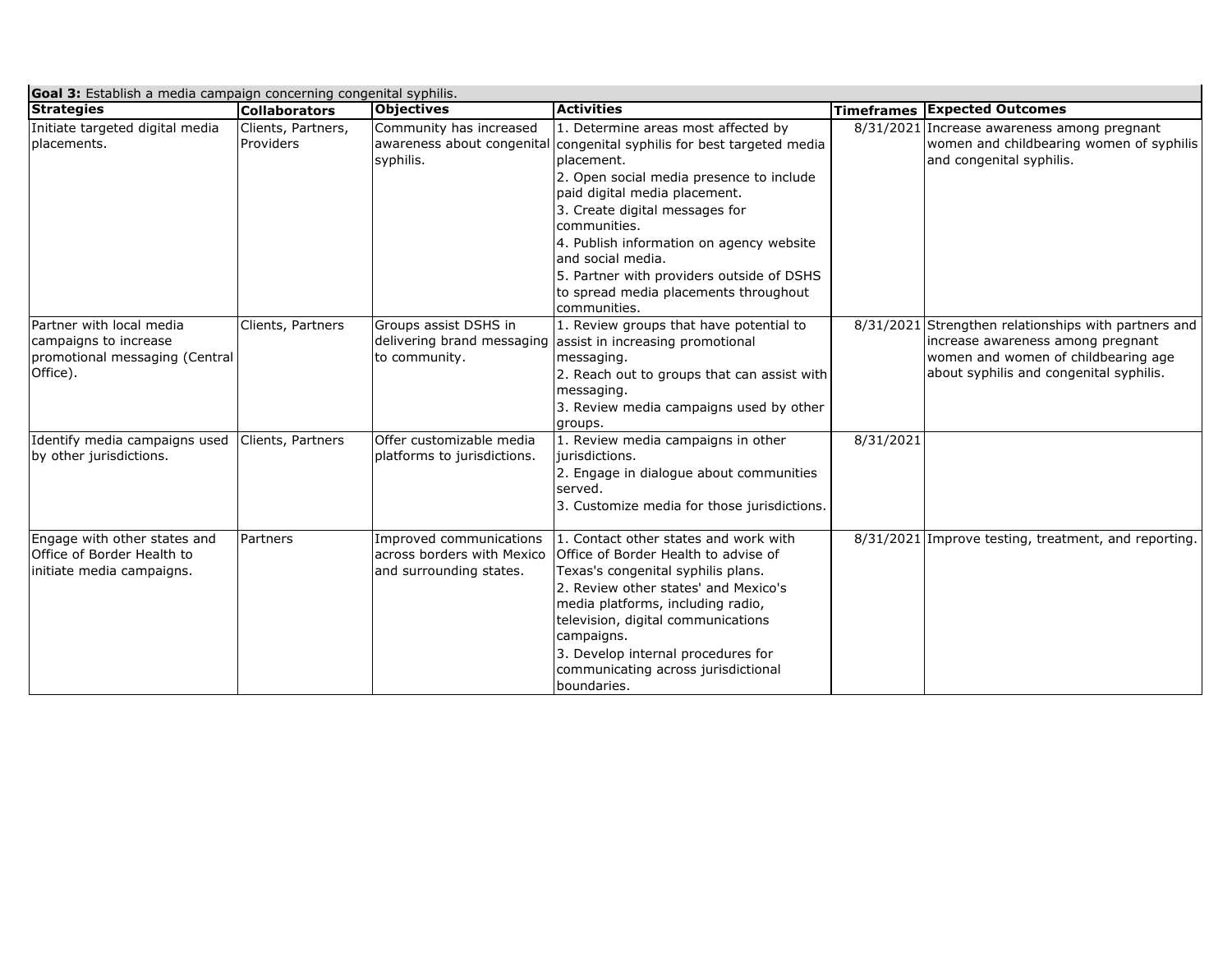**Goal 3:** Establish a media campaign concerning congenital syphilis.

| Strategies | Collaborators | Objectives | Activities | Timeframes | Expected Outcomes |
|---|---|---|---|---|---|
| Initiate targeted digital media placements. | Clients, Partners, Providers | Community has increased awareness about congenital syphilis. | 1. Determine areas most affected by congenital syphilis for best targeted media placement.<br>2. Open social media presence to include paid digital media placement.<br>3. Create digital messages for communities.<br>4. Publish information on agency website and social media.<br>5. Partner with providers outside of DSHS to spread media placements throughout communities. | 8/31/2021 | Increase awareness among pregnant women and childbearing women of syphilis and congenital syphilis. |
| Partner with local media campaigns to increase promotional messaging (Central Office). | Clients, Partners | Groups assist DSHS in delivering brand messaging to community. | 1. Review groups that have potential to assist in increasing promotional messaging.<br>2. Reach out to groups that can assist with messaging.<br>3. Review media campaigns used by other groups. | 8/31/2021 | Strengthen relationships with partners and increase awareness among pregnant women and women of childbearing age about syphilis and congenital syphilis. |
| Identify media campaigns used by other jurisdictions. | Clients, Partners | Offer customizable media platforms to jurisdictions. | 1. Review media campaigns in other jurisdictions.<br>2. Engage in dialogue about communities served.<br>3. Customize media for those jurisdictions. | 8/31/2021 | |
| Engage with other states and Office of Border Health to initiate media campaigns. | Partners | Improved communications across borders with Mexico and surrounding states. | 1. Contact other states and work with Office of Border Health to advise of Texas's congenital syphilis plans.<br>2. Review other states' and Mexico's media platforms, including radio, television, digital communications campaigns.<br>3. Develop internal procedures for communicating across jurisdictional boundaries. | 8/31/2021 | Improve testing, treatment, and reporting. |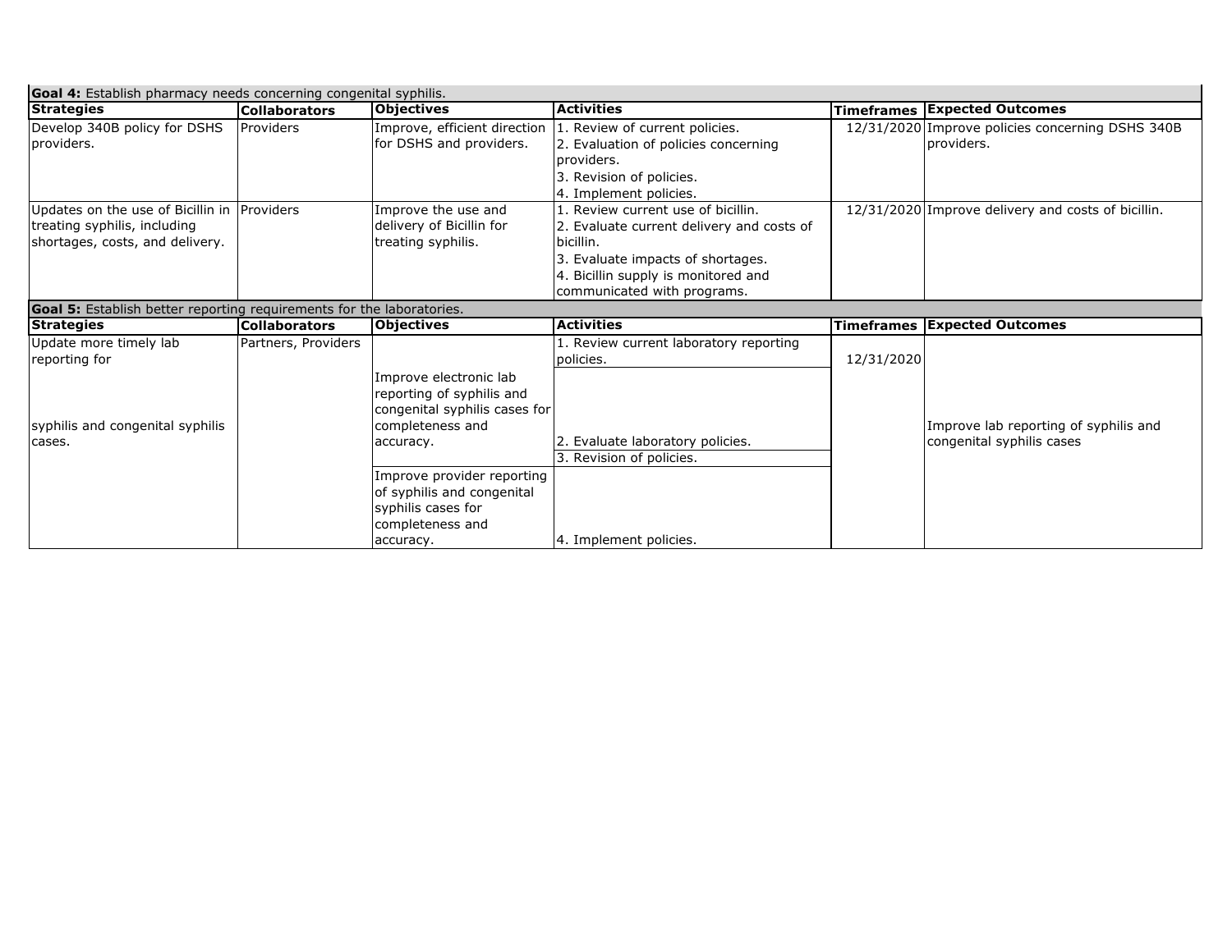| **Goal 4:** Establish pharmacy needs concerning congenital syphilis. | | | | | |
|---|---|---|---|---|---|
| **Strategies** | **Collaborators** | **Objectives** | **Activities** | **Timeframes** | **Expected Outcomes** |
| Develop 340B policy for DSHS providers. | Providers | Improve, efficient direction for DSHS and providers. | 1. Review of current policies.<br>2. Evaluation of policies concerning providers.<br>3. Revision of policies.<br>4. Implement policies. | 12/31/2020 | Improve policies concerning DSHS 340B providers. |
| Updates on the use of Bicillin in treating syphilis, including shortages, costs, and delivery. | Providers | Improve the use and delivery of Bicillin for treating syphilis. | 1. Review current use of bicillin.<br>2. Evaluate current delivery and costs of bicillin.<br>3. Evaluate impacts of shortages.<br>4. Bicillin supply is monitored and communicated with programs. | 12/31/2020 | Improve delivery and costs of bicillin. |

| **Goal 5:** Establish better reporting requirements for the laboratories. | | | | | |
|---|---|---|---|---|---|
| **Strategies** | **Collaborators** | **Objectives** | **Activities** | **Timeframes** | **Expected Outcomes** |
| Update more timely lab reporting for syphilis and congenital syphilis cases. | Partners, Providers | Improve electronic lab reporting of syphilis and congenital syphilis cases for completeness and accuracy.<br>Improve provider reporting of syphilis and congenital syphilis cases for completeness and accuracy. | 1. Review current laboratory reporting policies.<br>2. Evaluate laboratory policies.<br>3. Revision of policies.<br>4. Implement policies. | 12/31/2020 | Improve lab reporting of syphilis and congenital syphilis cases |